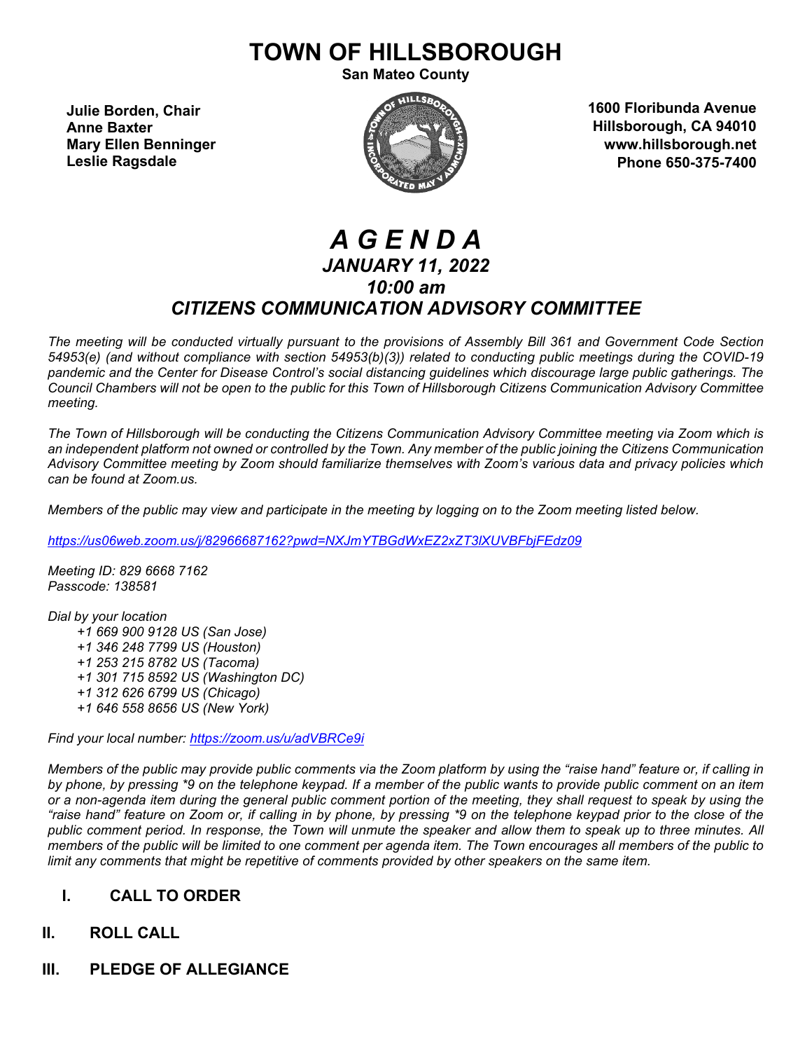# TOWN OF HILLSBOROUGH

**San Mateo County**

**Julie Borden, Chair**
**Anne Baxter**
**Mary Ellen Benninger**
**Leslie Ragsdale**

**1600 Floribunda Avenue**
**Hillsborough, CA 94010**
**www.hillsborough.net**
**Phone 650-375-7400**

# *A G E N D A*

## *JANUARY 11, 2022*

## *10:00 am*

## *CITIZENS COMMUNICATION ADVISORY COMMITTEE*

*The meeting will be conducted virtually pursuant to the provisions of Assembly Bill 361 and Government Code Section 54953(e) (and without compliance with section 54953(b)(3)) related to conducting public meetings during the COVID-19 pandemic and the Center for Disease Control's social distancing guidelines which discourage large public gatherings. The Council Chambers will not be open to the public for this Town of Hillsborough Citizens Communication Advisory Committee meeting.*

*The Town of Hillsborough will be conducting the Citizens Communication Advisory Committee meeting via Zoom which is an independent platform not owned or controlled by the Town. Any member of the public joining the Citizens Communication Advisory Committee meeting by Zoom should familiarize themselves with Zoom's various data and privacy policies which can be found at Zoom.us.*

*Members of the public may view and participate in the meeting by logging on to the Zoom meeting listed below.*

*https://us06web.zoom.us/j/82966687162?pwd=NXJmYTBGdWxEZ2xZT3lXUVBFbjFEdz09*

*Meeting ID: 829 6668 7162*
*Passcode: 138581*

*Dial by your location*

*+1 669 900 9128 US (San Jose)*
*+1 346 248 7799 US (Houston)*
*+1 253 215 8782 US (Tacoma)*
*+1 301 715 8592 US (Washington DC)*
*+1 312 626 6799 US (Chicago)*
*+1 646 558 8656 US (New York)*

*Find your local number: https://zoom.us/u/adVBRCe9i*

*Members of the public may provide public comments via the Zoom platform by using the "raise hand" feature or, if calling in by phone, by pressing \*9 on the telephone keypad. If a member of the public wants to provide public comment on an item or a non-agenda item during the general public comment portion of the meeting, they shall request to speak by using the "raise hand" feature on Zoom or, if calling in by phone, by pressing \*9 on the telephone keypad prior to the close of the public comment period. In response, the Town will unmute the speaker and allow them to speak up to three minutes. All members of the public will be limited to one comment per agenda item. The Town encourages all members of the public to limit any comments that might be repetitive of comments provided by other speakers on the same item.*

## I. CALL TO ORDER

## II. ROLL CALL

## III. PLEDGE OF ALLEGIANCE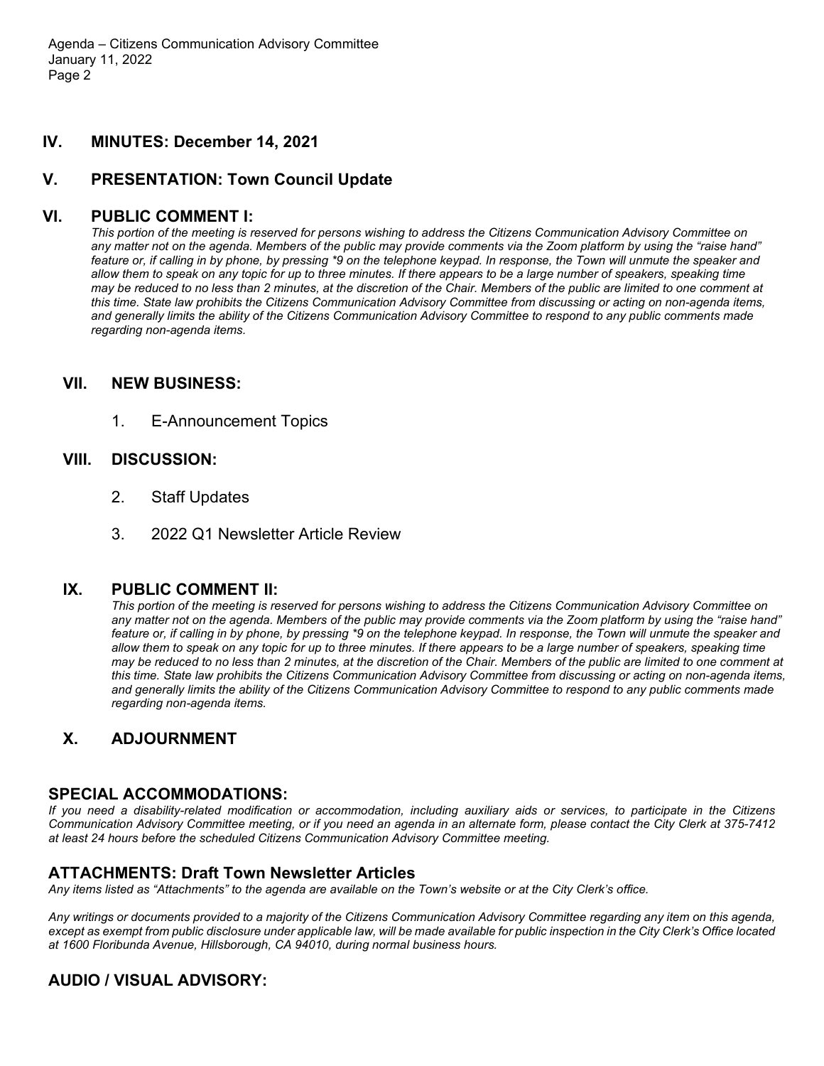## IV. MINUTES: December 14, 2021

## V. PRESENTATION: Town Council Update

## VI. PUBLIC COMMENT I:

*This portion of the meeting is reserved for persons wishing to address the Citizens Communication Advisory Committee on any matter not on the agenda. Members of the public may provide comments via the Zoom platform by using the "raise hand" feature or, if calling in by phone, by pressing *9 on the telephone keypad. In response, the Town will unmute the speaker and allow them to speak on any topic for up to three minutes. If there appears to be a large number of speakers, speaking time may be reduced to no less than 2 minutes, at the discretion of the Chair. Members of the public are limited to one comment at this time. State law prohibits the Citizens Communication Advisory Committee from discussing or acting on non-agenda items, and generally limits the ability of the Citizens Communication Advisory Committee to respond to any public comments made regarding non-agenda items.*

## VII. NEW BUSINESS:

1. E-Announcement Topics

## VIII. DISCUSSION:

2. Staff Updates
3. 2022 Q1 Newsletter Article Review

## IX. PUBLIC COMMENT II:

*This portion of the meeting is reserved for persons wishing to address the Citizens Communication Advisory Committee on any matter not on the agenda. Members of the public may provide comments via the Zoom platform by using the "raise hand" feature or, if calling in by phone, by pressing *9 on the telephone keypad. In response, the Town will unmute the speaker and allow them to speak on any topic for up to three minutes. If there appears to be a large number of speakers, speaking time may be reduced to no less than 2 minutes, at the discretion of the Chair. Members of the public are limited to one comment at this time. State law prohibits the Citizens Communication Advisory Committee from discussing or acting on non-agenda items, and generally limits the ability of the Citizens Communication Advisory Committee to respond to any public comments made regarding non-agenda items.*

## X. ADJOURNMENT

## SPECIAL ACCOMMODATIONS:

*If you need a disability-related modification or accommodation, including auxiliary aids or services, to participate in the Citizens Communication Advisory Committee meeting, or if you need an agenda in an alternate form, please contact the City Clerk at 375-7412 at least 24 hours before the scheduled Citizens Communication Advisory Committee meeting.*

## ATTACHMENTS: Draft Town Newsletter Articles

*Any items listed as "Attachments" to the agenda are available on the Town's website or at the City Clerk's office.*

*Any writings or documents provided to a majority of the Citizens Communication Advisory Committee regarding any item on this agenda, except as exempt from public disclosure under applicable law, will be made available for public inspection in the City Clerk's Office located at 1600 Floribunda Avenue, Hillsborough, CA 94010, during normal business hours.*

## AUDIO / VISUAL ADVISORY: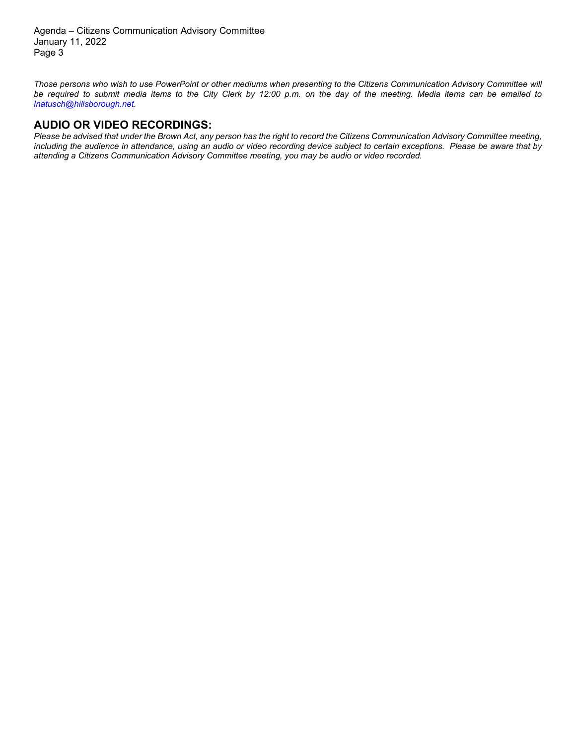*Those persons who wish to use PowerPoint or other mediums when presenting to the Citizens Communication Advisory Committee will be required to submit media items to the City Clerk by 12:00 p.m. on the day of the meeting. Media items can be emailed to [lnatusch@hillsborough.net](mailto:lnatusch@hillsborough.net).*

## AUDIO OR VIDEO RECORDINGS:

*Please be advised that under the Brown Act, any person has the right to record the Citizens Communication Advisory Committee meeting, including the audience in attendance, using an audio or video recording device subject to certain exceptions. Please be aware that by attending a Citizens Communication Advisory Committee meeting, you may be audio or video recorded.*